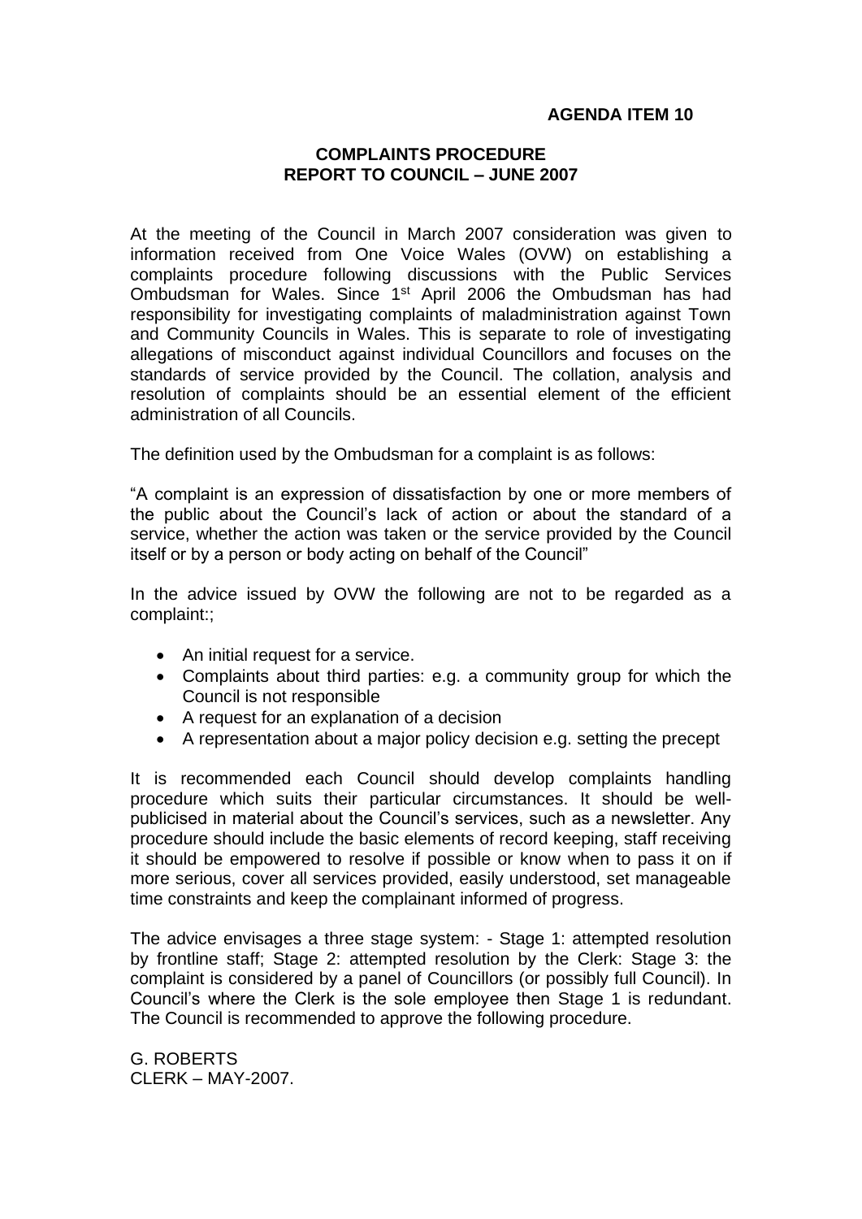**AGENDA ITEM 10**

# COMPLAINTS PROCEDURE
## REPORT TO COUNCIL – JUNE 2007

At the meeting of the Council in March 2007 consideration was given to information received from One Voice Wales (OVW) on establishing a complaints procedure following discussions with the Public Services Ombudsman for Wales. Since 1st April 2006 the Ombudsman has had responsibility for investigating complaints of maladministration against Town and Community Councils in Wales. This is separate to role of investigating allegations of misconduct against individual Councillors and focuses on the standards of service provided by the Council. The collation, analysis and resolution of complaints should be an essential element of the efficient administration of all Councils.

The definition used by the Ombudsman for a complaint is as follows:

"A complaint is an expression of dissatisfaction by one or more members of the public about the Council's lack of action or about the standard of a service, whether the action was taken or the service provided by the Council itself or by a person or body acting on behalf of the Council"

In the advice issued by OVW the following are not to be regarded as a complaint:;

- An initial request for a service.
- Complaints about third parties: e.g. a community group for which the Council is not responsible
- A request for an explanation of a decision
- A representation about a major policy decision e.g. setting the precept

It is recommended each Council should develop complaints handling procedure which suits their particular circumstances. It should be well-publicised in material about the Council's services, such as a newsletter. Any procedure should include the basic elements of record keeping, staff receiving it should be empowered to resolve if possible or know when to pass it on if more serious, cover all services provided, easily understood, set manageable time constraints and keep the complainant informed of progress.

The advice envisages a three stage system: - Stage 1: attempted resolution by frontline staff; Stage 2: attempted resolution by the Clerk: Stage 3: the complaint is considered by a panel of Councillors (or possibly full Council). In Council's where the Clerk is the sole employee then Stage 1 is redundant. The Council is recommended to approve the following procedure.

G. ROBERTS
CLERK – MAY-2007.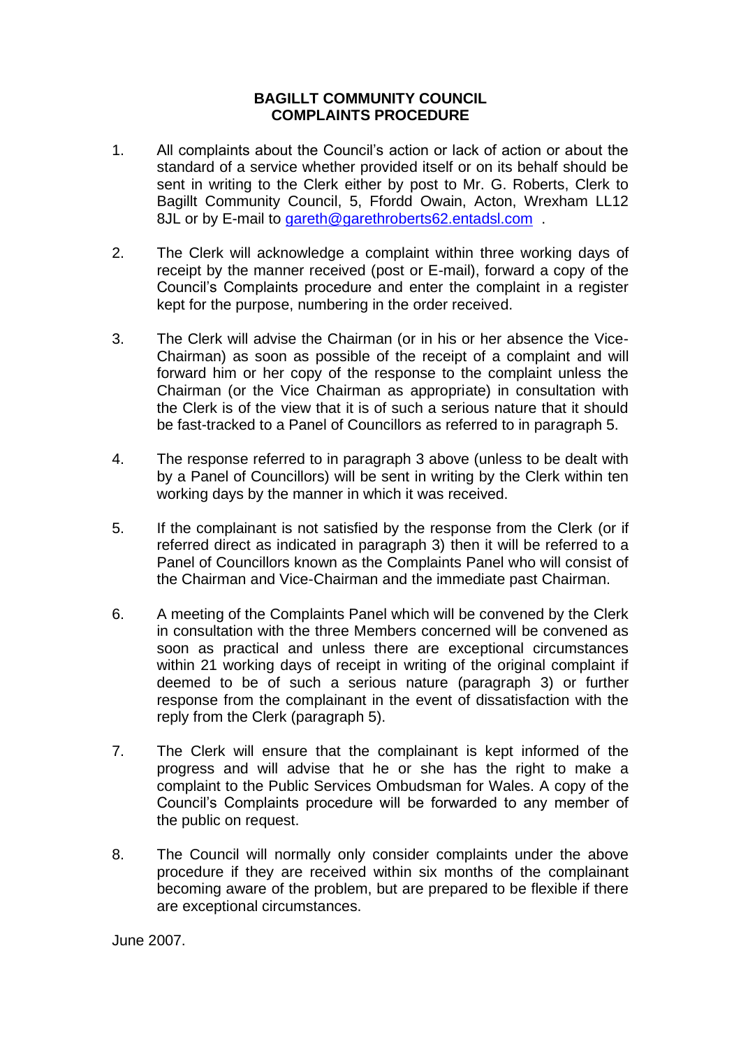**BAGILLT COMMUNITY COUNCIL**
**COMPLAINTS PROCEDURE**

1. All complaints about the Council's action or lack of action or about the standard of a service whether provided itself or on its behalf should be sent in writing to the Clerk either by post to Mr. G. Roberts, Clerk to Bagillt Community Council, 5, Ffordd Owain, Acton, Wrexham LL12 8JL or by E-mail to gareth@garethroberts62.entadsl.com .

2. The Clerk will acknowledge a complaint within three working days of receipt by the manner received (post or E-mail), forward a copy of the Council's Complaints procedure and enter the complaint in a register kept for the purpose, numbering in the order received.

3. The Clerk will advise the Chairman (or in his or her absence the Vice-Chairman) as soon as possible of the receipt of a complaint and will forward him or her copy of the response to the complaint unless the Chairman (or the Vice Chairman as appropriate) in consultation with the Clerk is of the view that it is of such a serious nature that it should be fast-tracked to a Panel of Councillors as referred to in paragraph 5.

4. The response referred to in paragraph 3 above (unless to be dealt with by a Panel of Councillors) will be sent in writing by the Clerk within ten working days by the manner in which it was received.

5. If the complainant is not satisfied by the response from the Clerk (or if referred direct as indicated in paragraph 3) then it will be referred to a Panel of Councillors known as the Complaints Panel who will consist of the Chairman and Vice-Chairman and the immediate past Chairman.

6. A meeting of the Complaints Panel which will be convened by the Clerk in consultation with the three Members concerned will be convened as soon as practical and unless there are exceptional circumstances within 21 working days of receipt in writing of the original complaint if deemed to be of such a serious nature (paragraph 3) or further response from the complainant in the event of dissatisfaction with the reply from the Clerk (paragraph 5).

7. The Clerk will ensure that the complainant is kept informed of the progress and will advise that he or she has the right to make a complaint to the Public Services Ombudsman for Wales. A copy of the Council's Complaints procedure will be forwarded to any member of the public on request.

8. The Council will normally only consider complaints under the above procedure if they are received within six months of the complainant becoming aware of the problem, but are prepared to be flexible if there are exceptional circumstances.

June 2007.